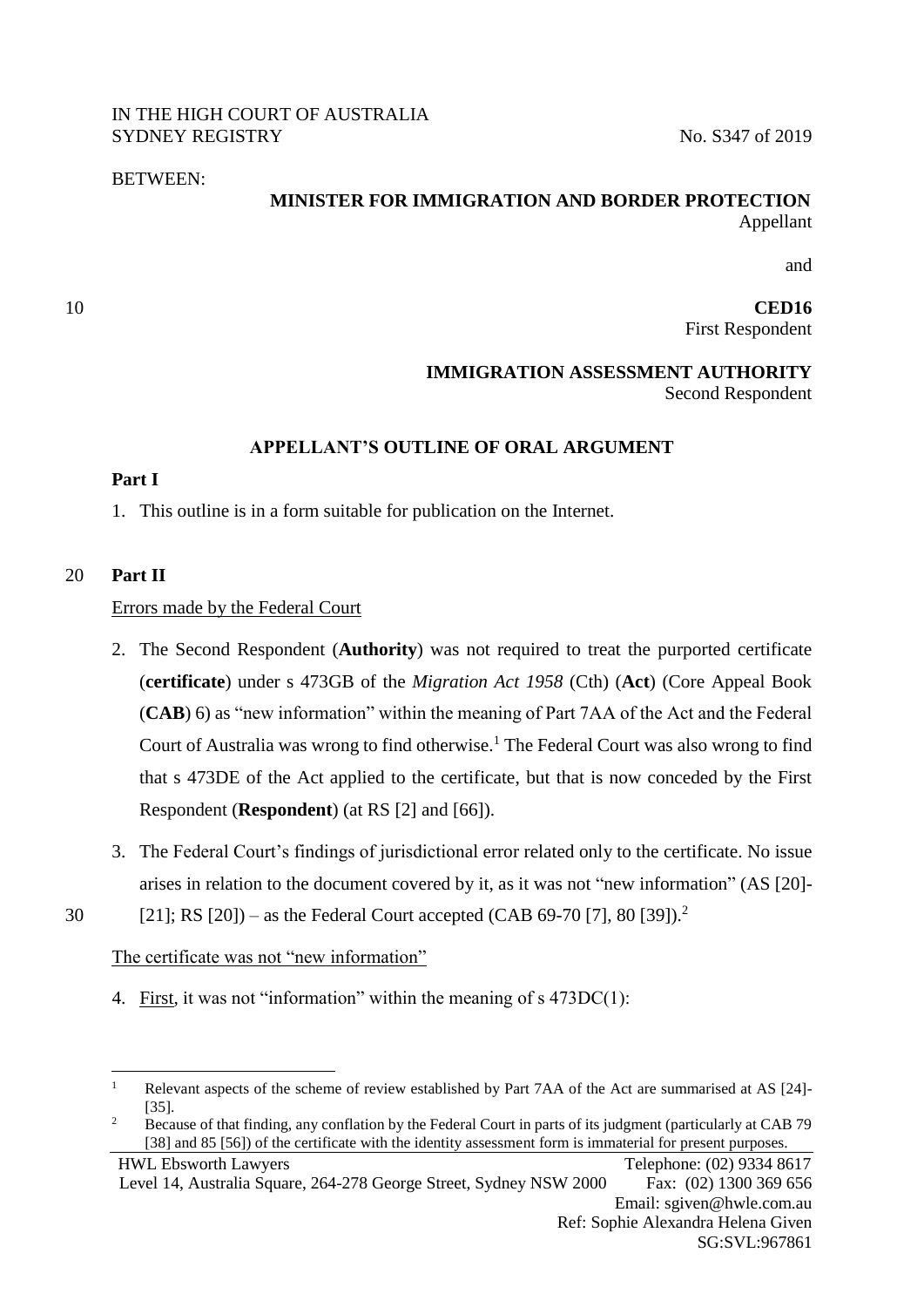IN THE HIGH COURT OF AUSTRALIA
SYDNEY REGISTRY No. S347 of 2019

BETWEEN:

**MINISTER FOR IMMIGRATION AND BORDER PROTECTION**
Appellant

and

**CED16**
First Respondent

**IMMIGRATION ASSESSMENT AUTHORITY**
Second Respondent

**APPELLANT'S OUTLINE OF ORAL ARGUMENT**

**Part I**

1. This outline is in a form suitable for publication on the Internet.

**Part II**

Errors made by the Federal Court

2. The Second Respondent (**Authority**) was not required to treat the purported certificate (**certificate**) under s 473GB of the *Migration Act 1958* (Cth) (**Act**) (Core Appeal Book (**CAB**) 6) as "new information" within the meaning of Part 7AA of the Act and the Federal Court of Australia was wrong to find otherwise.[1] The Federal Court was also wrong to find that s 473DE of the Act applied to the certificate, but that is now conceded by the First Respondent (**Respondent**) (at RS [2] and [66]).

3. The Federal Court's findings of jurisdictional error related only to the certificate. No issue arises in relation to the document covered by it, as it was not "new information" (AS [20]-[21]; RS [20]) – as the Federal Court accepted (CAB 69-70 [7], 80 [39]).[2]

The certificate was not "new information"

4. First, it was not "information" within the meaning of s 473DC(1):

[1] Relevant aspects of the scheme of review established by Part 7AA of the Act are summarised at AS [24]-[35].

[2] Because of that finding, any conflation by the Federal Court in parts of its judgment (particularly at CAB 79 [38] and 85 [56]) of the certificate with the identity assessment form is immaterial for present purposes.

HWL Ebsworth Lawyers
Level 14, Australia Square, 264-278 George Street, Sydney NSW 2000
Telephone: (02) 9334 8617
Fax: (02) 1300 369 656
Email: sgiven@hwle.com.au
Ref: Sophie Alexandra Helena Given
SG:SVL:967861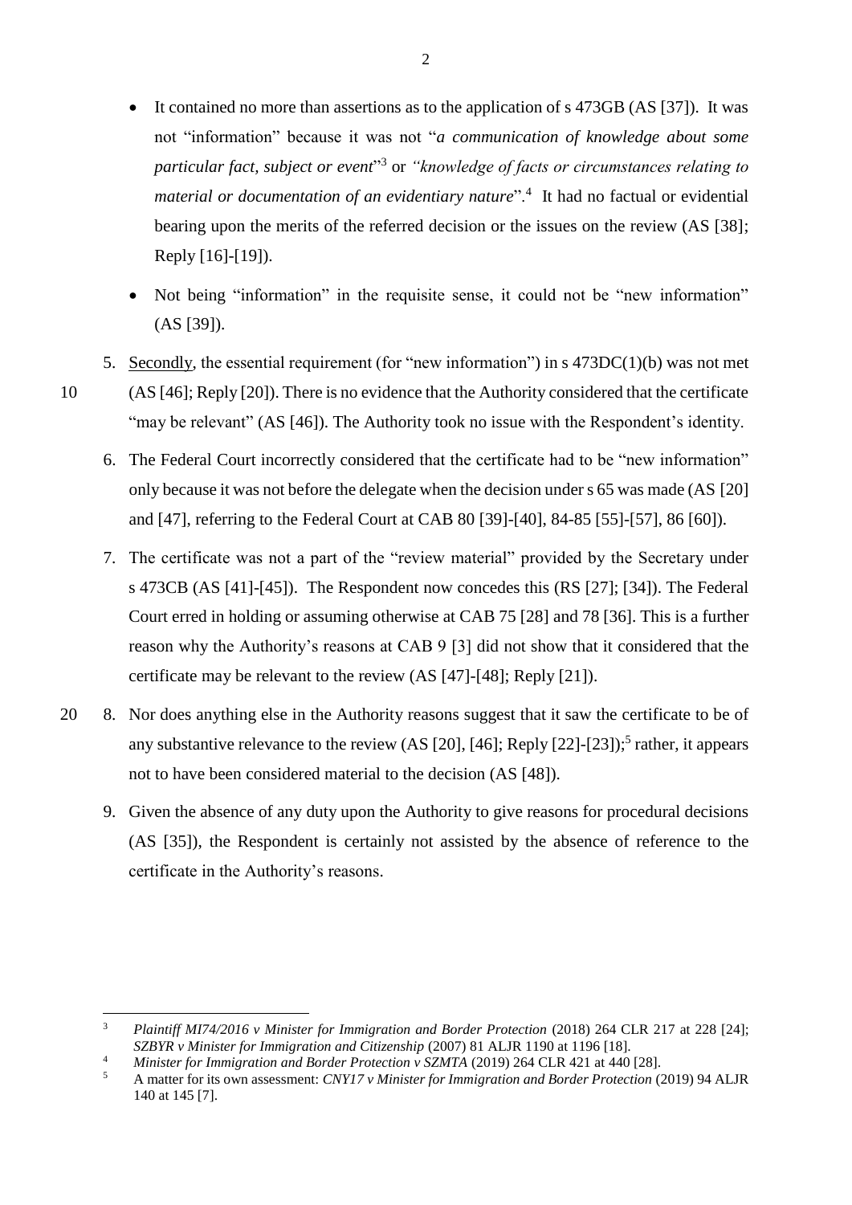- It contained no more than assertions as to the application of s 473GB (AS [37]). It was not "information" because it was not "*a communication of knowledge about some particular fact, subject or event*"[3] or *"knowledge of facts or circumstances relating to material or documentation of an evidentiary nature*".[4] It had no factual or evidential bearing upon the merits of the referred decision or the issues on the review (AS [38]; Reply [16]-[19]).

- Not being "information" in the requisite sense, it could not be "new information" (AS [39]).

5. Secondly, the essential requirement (for "new information") in s 473DC(1)(b) was not met (AS [46]; Reply [20]). There is no evidence that the Authority considered that the certificate "may be relevant" (AS [46]). The Authority took no issue with the Respondent's identity.

6. The Federal Court incorrectly considered that the certificate had to be "new information" only because it was not before the delegate when the decision under s 65 was made (AS [20] and [47], referring to the Federal Court at CAB 80 [39]-[40], 84-85 [55]-[57], 86 [60]).

7. The certificate was not a part of the "review material" provided by the Secretary under s 473CB (AS [41]-[45]). The Respondent now concedes this (RS [27]; [34]). The Federal Court erred in holding or assuming otherwise at CAB 75 [28] and 78 [36]. This is a further reason why the Authority's reasons at CAB 9 [3] did not show that it considered that the certificate may be relevant to the review (AS [47]-[48]; Reply [21]).

8. Nor does anything else in the Authority reasons suggest that it saw the certificate to be of any substantive relevance to the review (AS [20], [46]; Reply [22]-[23]);[5] rather, it appears not to have been considered material to the decision (AS [48]).

9. Given the absence of any duty upon the Authority to give reasons for procedural decisions (AS [35]), the Respondent is certainly not assisted by the absence of reference to the certificate in the Authority's reasons.

---

3 *Plaintiff MI74/2016 v Minister for Immigration and Border Protection* (2018) 264 CLR 217 at 228 [24]; *SZBYR v Minister for Immigration and Citizenship* (2007) 81 ALJR 1190 at 1196 [18].

4 *Minister for Immigration and Border Protection v SZMTA* (2019) 264 CLR 421 at 440 [28].

5 A matter for its own assessment: *CNY17 v Minister for Immigration and Border Protection* (2019) 94 ALJR 140 at 145 [7].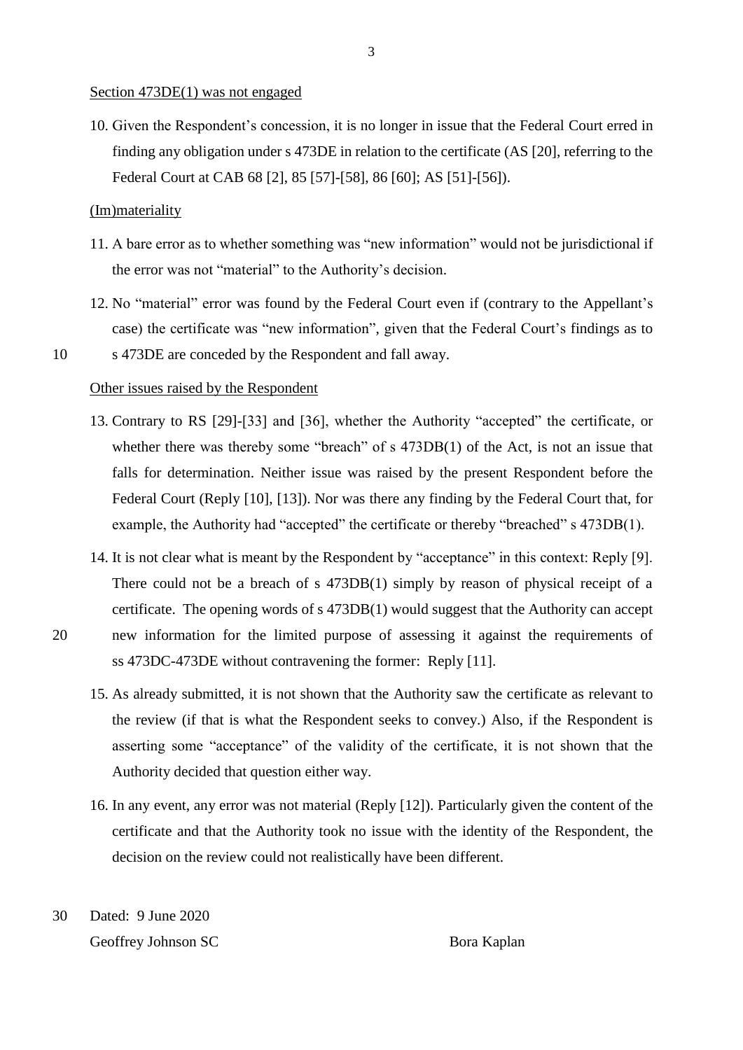Section 473DE(1) was not engaged

10. Given the Respondent's concession, it is no longer in issue that the Federal Court erred in finding any obligation under s 473DE in relation to the certificate (AS [20], referring to the Federal Court at CAB 68 [2], 85 [57]-[58], 86 [60]; AS [51]-[56]).

(Im)materiality

11. A bare error as to whether something was "new information" would not be jurisdictional if the error was not "material" to the Authority's decision.

12. No "material" error was found by the Federal Court even if (contrary to the Appellant's case) the certificate was "new information", given that the Federal Court's findings as to s 473DE are conceded by the Respondent and fall away.

Other issues raised by the Respondent

13. Contrary to RS [29]-[33] and [36], whether the Authority "accepted" the certificate, or whether there was thereby some "breach" of s 473DB(1) of the Act, is not an issue that falls for determination. Neither issue was raised by the present Respondent before the Federal Court (Reply [10], [13]). Nor was there any finding by the Federal Court that, for example, the Authority had "accepted" the certificate or thereby "breached" s 473DB(1).

14. It is not clear what is meant by the Respondent by "acceptance" in this context: Reply [9]. There could not be a breach of s 473DB(1) simply by reason of physical receipt of a certificate. The opening words of s 473DB(1) would suggest that the Authority can accept new information for the limited purpose of assessing it against the requirements of ss 473DC-473DE without contravening the former: Reply [11].

15. As already submitted, it is not shown that the Authority saw the certificate as relevant to the review (if that is what the Respondent seeks to convey.) Also, if the Respondent is asserting some "acceptance" of the validity of the certificate, it is not shown that the Authority decided that question either way.

16. In any event, any error was not material (Reply [12]). Particularly given the content of the certificate and that the Authority took no issue with the identity of the Respondent, the decision on the review could not realistically have been different.

Dated: 9 June 2020

Geoffrey Johnson SC

Bora Kaplan